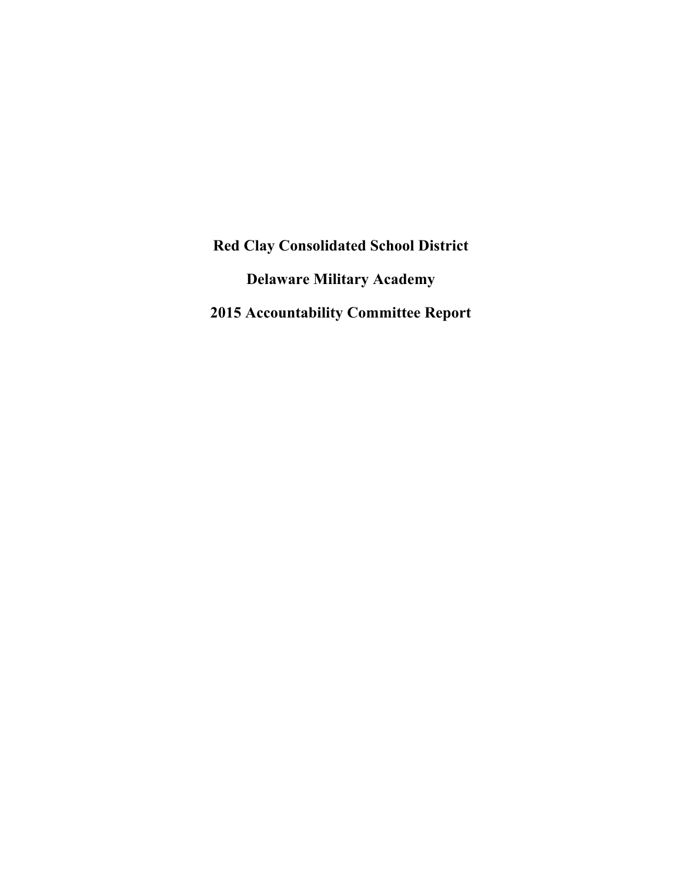# Red Clay Consolidated School District

# Delaware Military Academy

# 2015 Accountability Committee Report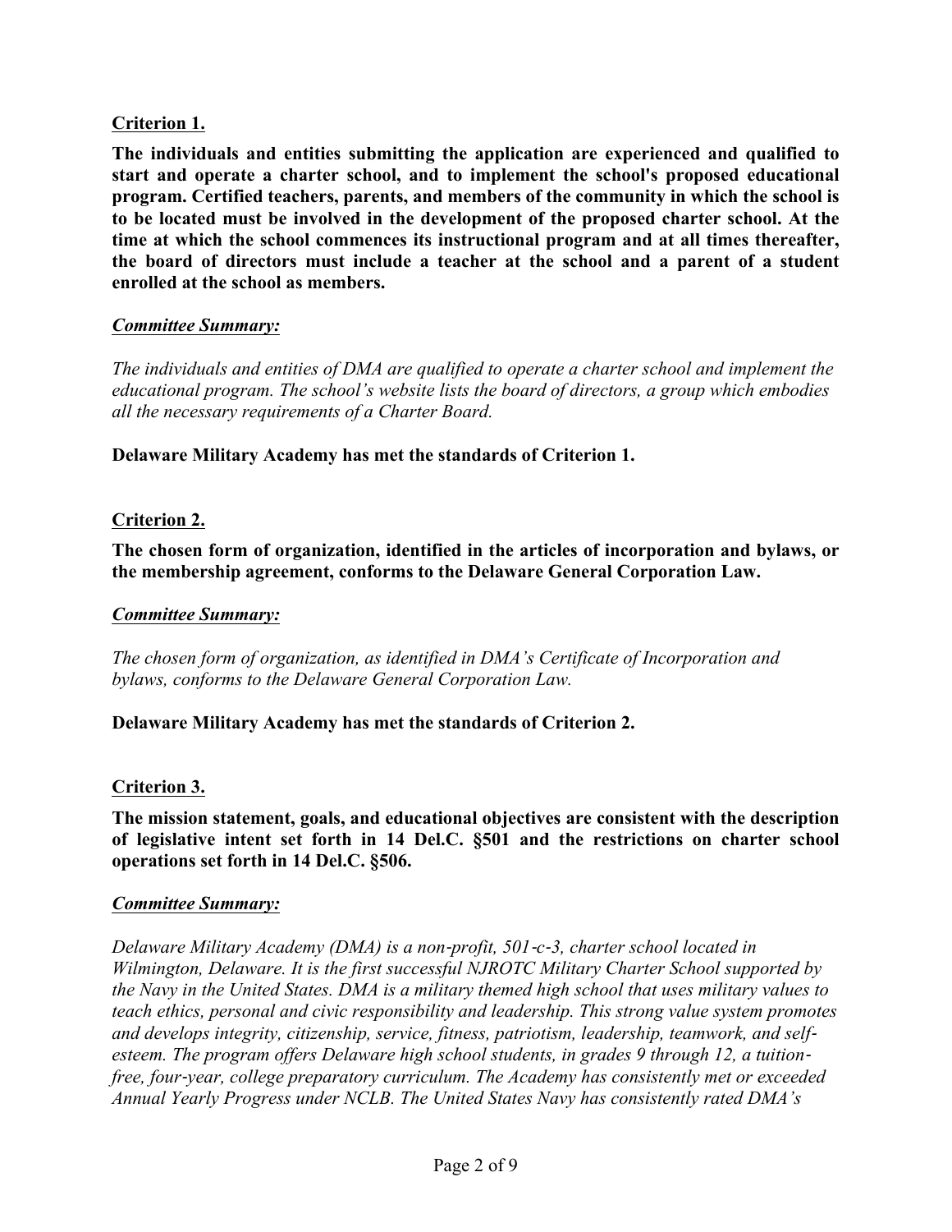**Criterion 1.**

**The individuals and entities submitting the application are experienced and qualified to start and operate a charter school, and to implement the school's proposed educational program. Certified teachers, parents, and members of the community in which the school is to be located must be involved in the development of the proposed charter school. At the time at which the school commences its instructional program and at all times thereafter, the board of directors must include a teacher at the school and a parent of a student enrolled at the school as members.**

***Committee Summary:***

*The individuals and entities of DMA are qualified to operate a charter school and implement the educational program. The school's website lists the board of directors, a group which embodies all the necessary requirements of a Charter Board.*

**Delaware Military Academy has met the standards of Criterion 1.**

**Criterion 2.**

**The chosen form of organization, identified in the articles of incorporation and bylaws, or the membership agreement, conforms to the Delaware General Corporation Law.**

***Committee Summary:***

*The chosen form of organization, as identified in DMA's Certificate of Incorporation and bylaws, conforms to the Delaware General Corporation Law.*

**Delaware Military Academy has met the standards of Criterion 2.**

**Criterion 3.**

**The mission statement, goals, and educational objectives are consistent with the description of legislative intent set forth in 14 Del.C. §501 and the restrictions on charter school operations set forth in 14 Del.C. §506.**

***Committee Summary:***

*Delaware Military Academy (DMA) is a non-profit, 501-c-3, charter school located in Wilmington, Delaware. It is the first successful NJROTC Military Charter School supported by the Navy in the United States. DMA is a military themed high school that uses military values to teach ethics, personal and civic responsibility and leadership. This strong value system promotes and develops integrity, citizenship, service, fitness, patriotism, leadership, teamwork, and self-esteem. The program offers Delaware high school students, in grades 9 through 12, a tuition-free, four-year, college preparatory curriculum. The Academy has consistently met or exceeded Annual Yearly Progress under NCLB. The United States Navy has consistently rated DMA's*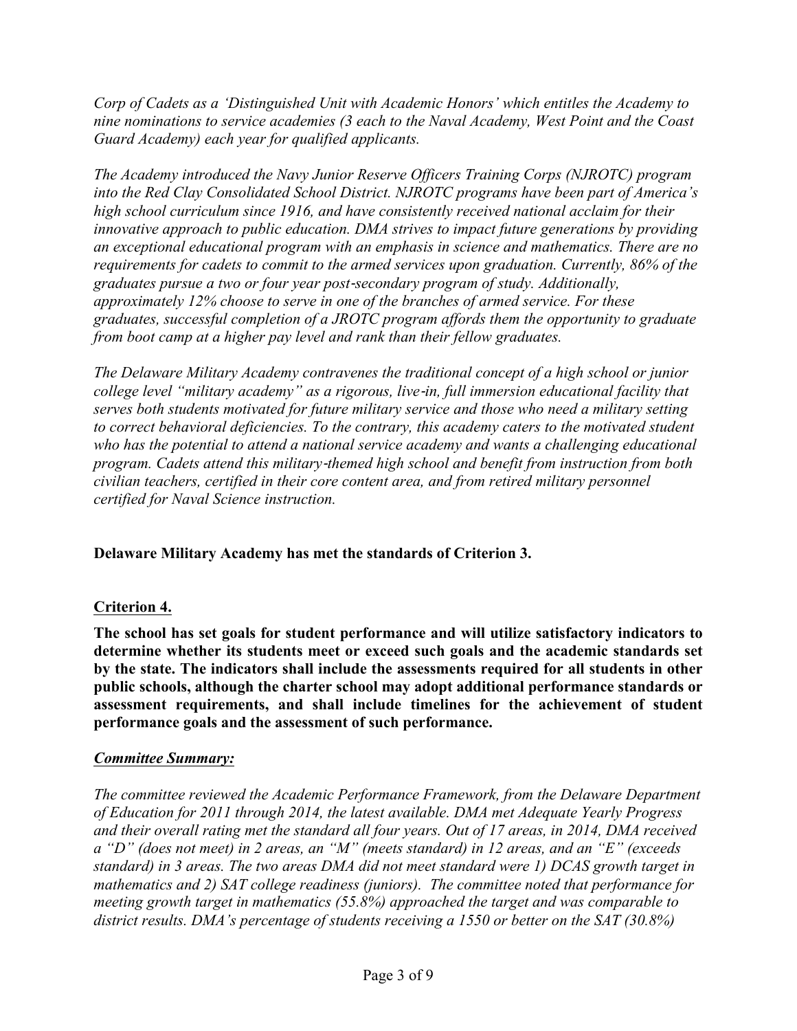*Corp of Cadets as a 'Distinguished Unit with Academic Honors' which entitles the Academy to nine nominations to service academies (3 each to the Naval Academy, West Point and the Coast Guard Academy) each year for qualified applicants.*

*The Academy introduced the Navy Junior Reserve Officers Training Corps (NJROTC) program into the Red Clay Consolidated School District. NJROTC programs have been part of America's high school curriculum since 1916, and have consistently received national acclaim for their innovative approach to public education. DMA strives to impact future generations by providing an exceptional educational program with an emphasis in science and mathematics. There are no requirements for cadets to commit to the armed services upon graduation. Currently, 86% of the graduates pursue a two or four year post-secondary program of study. Additionally, approximately 12% choose to serve in one of the branches of armed service. For these graduates, successful completion of a JROTC program affords them the opportunity to graduate from boot camp at a higher pay level and rank than their fellow graduates.*

*The Delaware Military Academy contravenes the traditional concept of a high school or junior college level "military academy" as a rigorous, live-in, full immersion educational facility that serves both students motivated for future military service and those who need a military setting to correct behavioral deficiencies. To the contrary, this academy caters to the motivated student who has the potential to attend a national service academy and wants a challenging educational program. Cadets attend this military-themed high school and benefit from instruction from both civilian teachers, certified in their core content area, and from retired military personnel certified for Naval Science instruction.*

**Delaware Military Academy has met the standards of Criterion 3.**

## Criterion 4.

**The school has set goals for student performance and will utilize satisfactory indicators to determine whether its students meet or exceed such goals and the academic standards set by the state. The indicators shall include the assessments required for all students in other public schools, although the charter school may adopt additional performance standards or assessment requirements, and shall include timelines for the achievement of student performance goals and the assessment of such performance.**

### *Committee Summary:*

*The committee reviewed the Academic Performance Framework, from the Delaware Department of Education for 2011 through 2014, the latest available. DMA met Adequate Yearly Progress and their overall rating met the standard all four years. Out of 17 areas, in 2014, DMA received a "D" (does not meet) in 2 areas, an "M" (meets standard) in 12 areas, and an "E" (exceeds standard) in 3 areas. The two areas DMA did not meet standard were 1) DCAS growth target in mathematics and 2) SAT college readiness (juniors). The committee noted that performance for meeting growth target in mathematics (55.8%) approached the target and was comparable to district results. DMA's percentage of students receiving a 1550 or better on the SAT (30.8%)*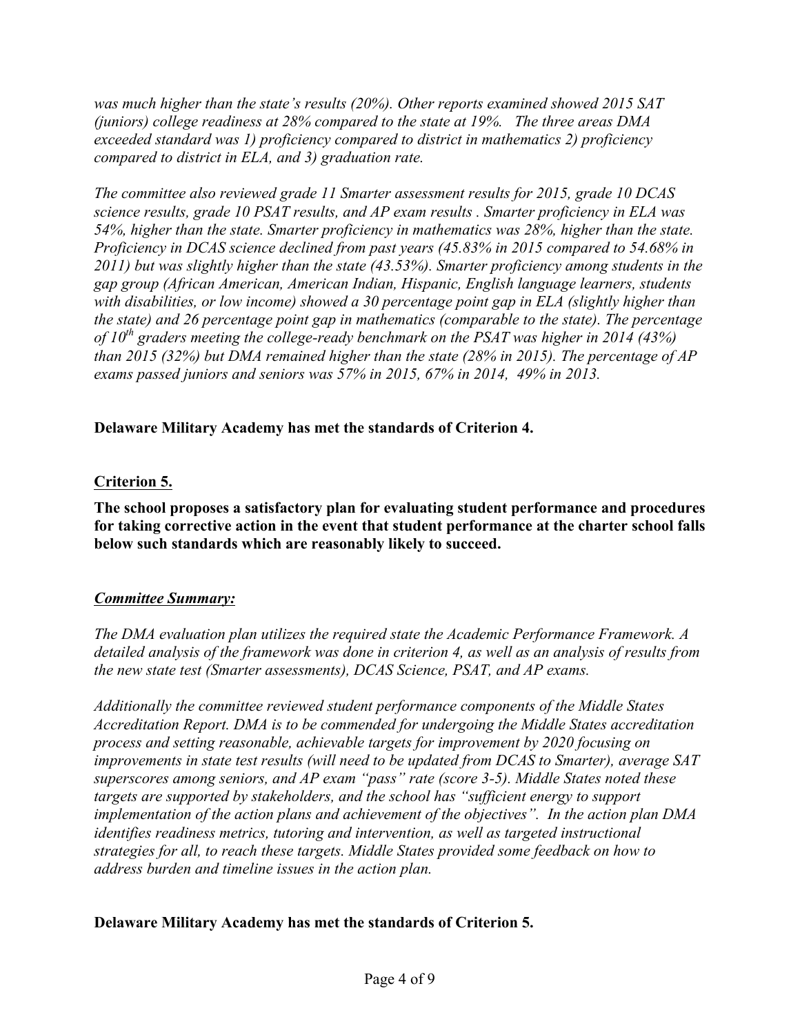*was much higher than the state's results (20%). Other reports examined showed 2015 SAT (juniors) college readiness at 28% compared to the state at 19%. The three areas DMA exceeded standard was 1) proficiency compared to district in mathematics 2) proficiency compared to district in ELA, and 3) graduation rate.*

*The committee also reviewed grade 11 Smarter assessment results for 2015, grade 10 DCAS science results, grade 10 PSAT results, and AP exam results . Smarter proficiency in ELA was 54%, higher than the state. Smarter proficiency in mathematics was 28%, higher than the state. Proficiency in DCAS science declined from past years (45.83% in 2015 compared to 54.68% in 2011) but was slightly higher than the state (43.53%). Smarter proficiency among students in the gap group (African American, American Indian, Hispanic, English language learners, students with disabilities, or low income) showed a 30 percentage point gap in ELA (slightly higher than the state) and 26 percentage point gap in mathematics (comparable to the state). The percentage of 10th graders meeting the college-ready benchmark on the PSAT was higher in 2014 (43%) than 2015 (32%) but DMA remained higher than the state (28% in 2015). The percentage of AP exams passed juniors and seniors was 57% in 2015, 67% in 2014, 49% in 2013.*

**Delaware Military Academy has met the standards of Criterion 4.**

## Criterion 5.

**The school proposes a satisfactory plan for evaluating student performance and procedures for taking corrective action in the event that student performance at the charter school falls below such standards which are reasonably likely to succeed.**

### *Committee Summary:*

*The DMA evaluation plan utilizes the required state the Academic Performance Framework. A detailed analysis of the framework was done in criterion 4, as well as an analysis of results from the new state test (Smarter assessments), DCAS Science, PSAT, and AP exams.*

*Additionally the committee reviewed student performance components of the Middle States Accreditation Report. DMA is to be commended for undergoing the Middle States accreditation process and setting reasonable, achievable targets for improvement by 2020 focusing on improvements in state test results (will need to be updated from DCAS to Smarter), average SAT superscores among seniors, and AP exam "pass" rate (score 3-5). Middle States noted these targets are supported by stakeholders, and the school has "sufficient energy to support implementation of the action plans and achievement of the objectives". In the action plan DMA identifies readiness metrics, tutoring and intervention, as well as targeted instructional strategies for all, to reach these targets. Middle States provided some feedback on how to address burden and timeline issues in the action plan.*

**Delaware Military Academy has met the standards of Criterion 5.**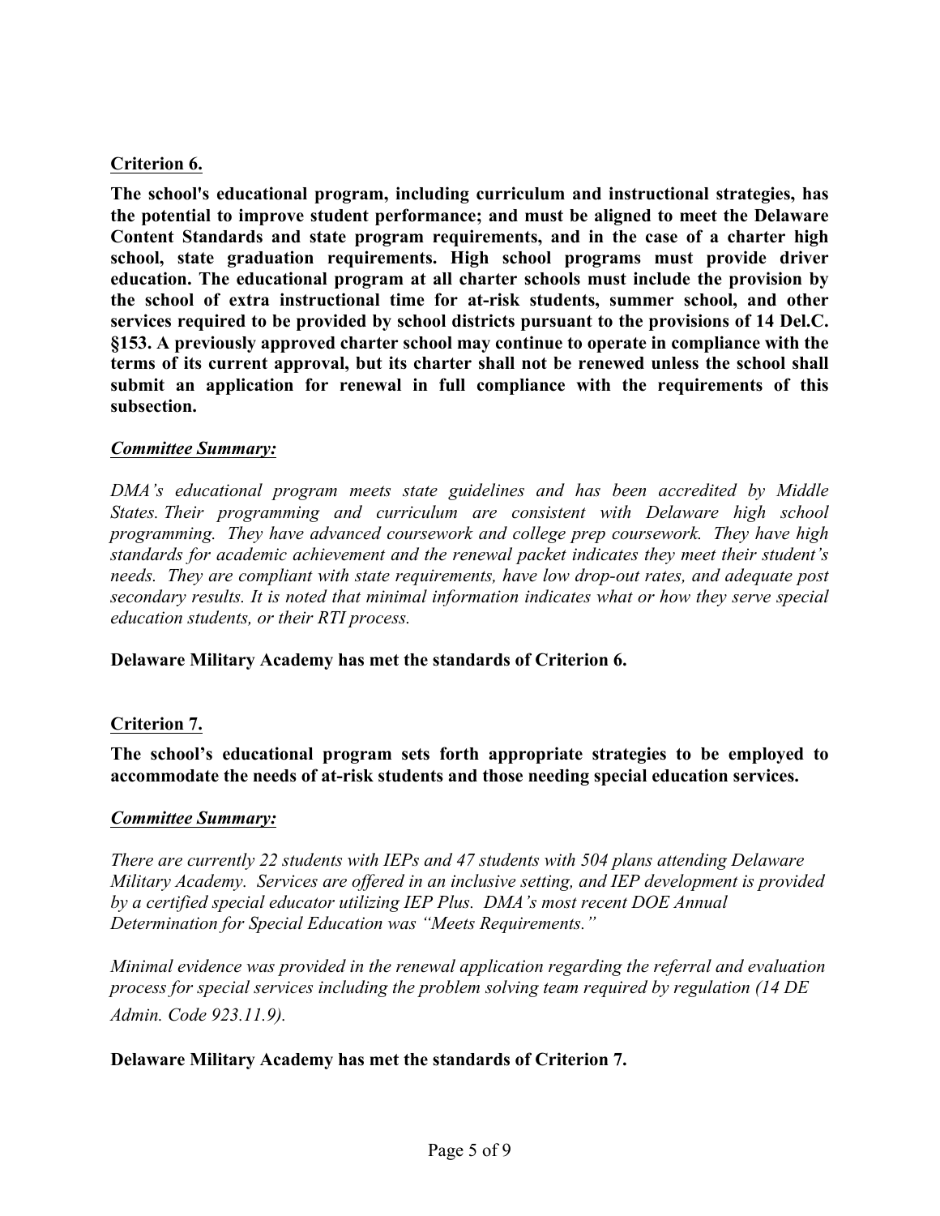**Criterion 6.**

**The school's educational program, including curriculum and instructional strategies, has the potential to improve student performance; and must be aligned to meet the Delaware Content Standards and state program requirements, and in the case of a charter high school, state graduation requirements. High school programs must provide driver education. The educational program at all charter schools must include the provision by the school of extra instructional time for at-risk students, summer school, and other services required to be provided by school districts pursuant to the provisions of 14 Del.C. §153. A previously approved charter school may continue to operate in compliance with the terms of its current approval, but its charter shall not be renewed unless the school shall submit an application for renewal in full compliance with the requirements of this subsection.**

***Committee Summary:***

*DMA's educational program meets state guidelines and has been accredited by Middle States. Their programming and curriculum are consistent with Delaware high school programming. They have advanced coursework and college prep coursework. They have high standards for academic achievement and the renewal packet indicates they meet their student's needs. They are compliant with state requirements, have low drop-out rates, and adequate post secondary results. It is noted that minimal information indicates what or how they serve special education students, or their RTI process.*

**Delaware Military Academy has met the standards of Criterion 6.**

**Criterion 7.**

**The school's educational program sets forth appropriate strategies to be employed to accommodate the needs of at-risk students and those needing special education services.**

***Committee Summary:***

*There are currently 22 students with IEPs and 47 students with 504 plans attending Delaware Military Academy. Services are offered in an inclusive setting, and IEP development is provided by a certified special educator utilizing IEP Plus. DMA's most recent DOE Annual Determination for Special Education was "Meets Requirements."*

*Minimal evidence was provided in the renewal application regarding the referral and evaluation process for special services including the problem solving team required by regulation (14 DE Admin. Code 923.11.9).*

**Delaware Military Academy has met the standards of Criterion 7.**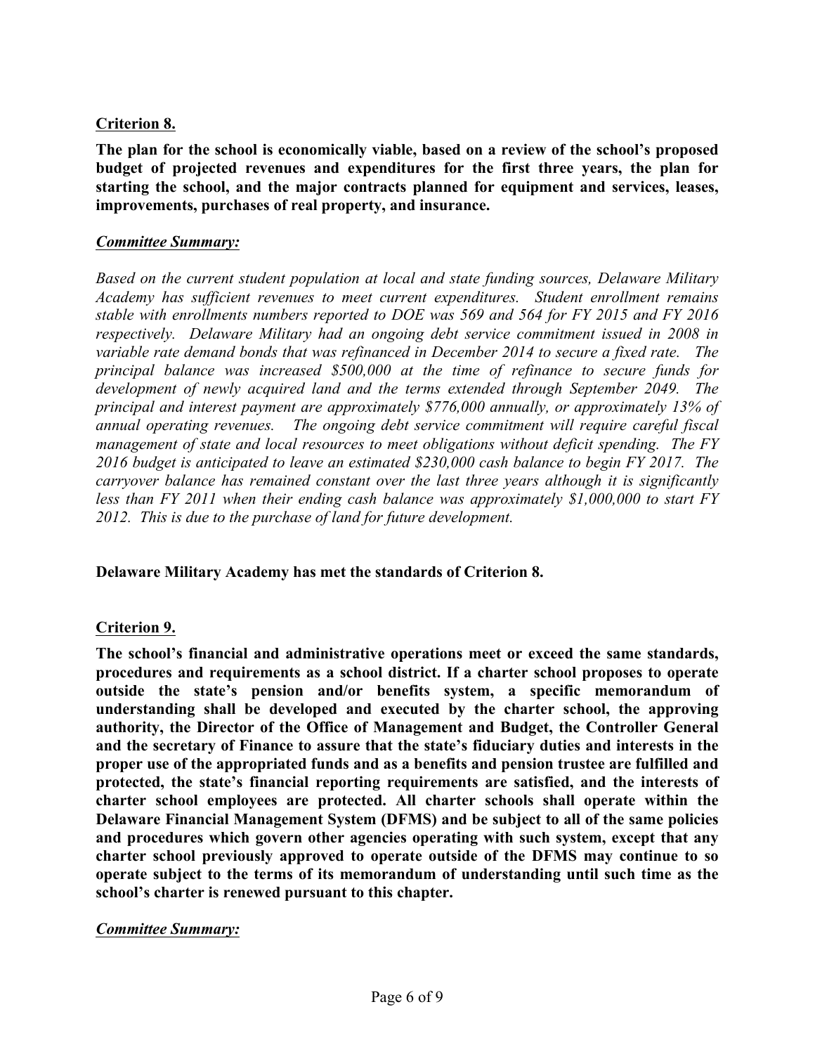**Criterion 8.**

**The plan for the school is economically viable, based on a review of the school's proposed budget of projected revenues and expenditures for the first three years, the plan for starting the school, and the major contracts planned for equipment and services, leases, improvements, purchases of real property, and insurance.**

***Committee Summary:***

*Based on the current student population at local and state funding sources, Delaware Military Academy has sufficient revenues to meet current expenditures. Student enrollment remains stable with enrollments numbers reported to DOE was 569 and 564 for FY 2015 and FY 2016 respectively. Delaware Military had an ongoing debt service commitment issued in 2008 in variable rate demand bonds that was refinanced in December 2014 to secure a fixed rate. The principal balance was increased $500,000 at the time of refinance to secure funds for development of newly acquired land and the terms extended through September 2049. The principal and interest payment are approximately $776,000 annually, or approximately 13% of annual operating revenues. The ongoing debt service commitment will require careful fiscal management of state and local resources to meet obligations without deficit spending. The FY 2016 budget is anticipated to leave an estimated $230,000 cash balance to begin FY 2017. The carryover balance has remained constant over the last three years although it is significantly less than FY 2011 when their ending cash balance was approximately $1,000,000 to start FY 2012. This is due to the purchase of land for future development.*

**Delaware Military Academy has met the standards of Criterion 8.**

**Criterion 9.**

**The school's financial and administrative operations meet or exceed the same standards, procedures and requirements as a school district. If a charter school proposes to operate outside the state's pension and/or benefits system, a specific memorandum of understanding shall be developed and executed by the charter school, the approving authority, the Director of the Office of Management and Budget, the Controller General and the secretary of Finance to assure that the state's fiduciary duties and interests in the proper use of the appropriated funds and as a benefits and pension trustee are fulfilled and protected, the state's financial reporting requirements are satisfied, and the interests of charter school employees are protected. All charter schools shall operate within the Delaware Financial Management System (DFMS) and be subject to all of the same policies and procedures which govern other agencies operating with such system, except that any charter school previously approved to operate outside of the DFMS may continue to so operate subject to the terms of its memorandum of understanding until such time as the school's charter is renewed pursuant to this chapter.**

***Committee Summary:***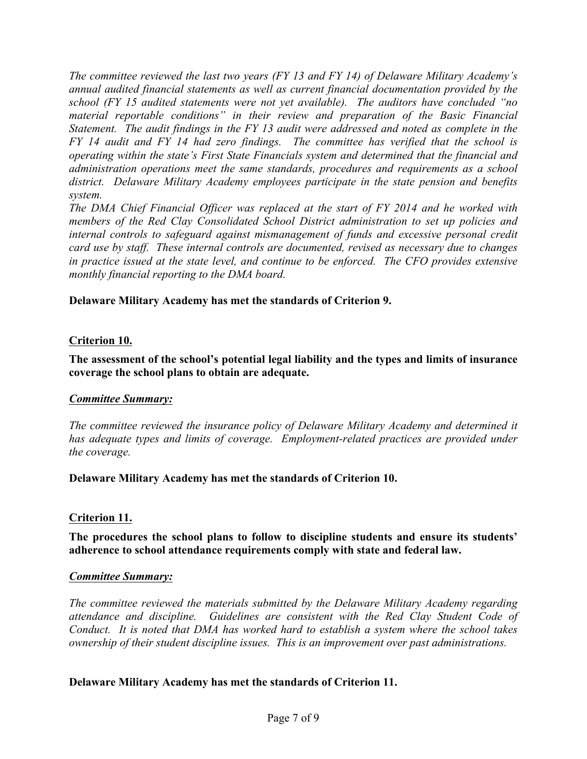*The committee reviewed the last two years (FY 13 and FY 14) of Delaware Military Academy's annual audited financial statements as well as current financial documentation provided by the school (FY 15 audited statements were not yet available). The auditors have concluded "no material reportable conditions" in their review and preparation of the Basic Financial Statement. The audit findings in the FY 13 audit were addressed and noted as complete in the FY 14 audit and FY 14 had zero findings. The committee has verified that the school is operating within the state's First State Financials system and determined that the financial and administration operations meet the same standards, procedures and requirements as a school district. Delaware Military Academy employees participate in the state pension and benefits system.*

*The DMA Chief Financial Officer was replaced at the start of FY 2014 and he worked with members of the Red Clay Consolidated School District administration to set up policies and internal controls to safeguard against mismanagement of funds and excessive personal credit card use by staff. These internal controls are documented, revised as necessary due to changes in practice issued at the state level, and continue to be enforced. The CFO provides extensive monthly financial reporting to the DMA board.*

**Delaware Military Academy has met the standards of Criterion 9.**

**Criterion 10.**

**The assessment of the school's potential legal liability and the types and limits of insurance coverage the school plans to obtain are adequate.**

***Committee Summary:***

*The committee reviewed the insurance policy of Delaware Military Academy and determined it has adequate types and limits of coverage. Employment-related practices are provided under the coverage.*

**Delaware Military Academy has met the standards of Criterion 10.**

**Criterion 11.**

**The procedures the school plans to follow to discipline students and ensure its students' adherence to school attendance requirements comply with state and federal law.**

***Committee Summary:***

*The committee reviewed the materials submitted by the Delaware Military Academy regarding attendance and discipline. Guidelines are consistent with the Red Clay Student Code of Conduct. It is noted that DMA has worked hard to establish a system where the school takes ownership of their student discipline issues. This is an improvement over past administrations.*

**Delaware Military Academy has met the standards of Criterion 11.**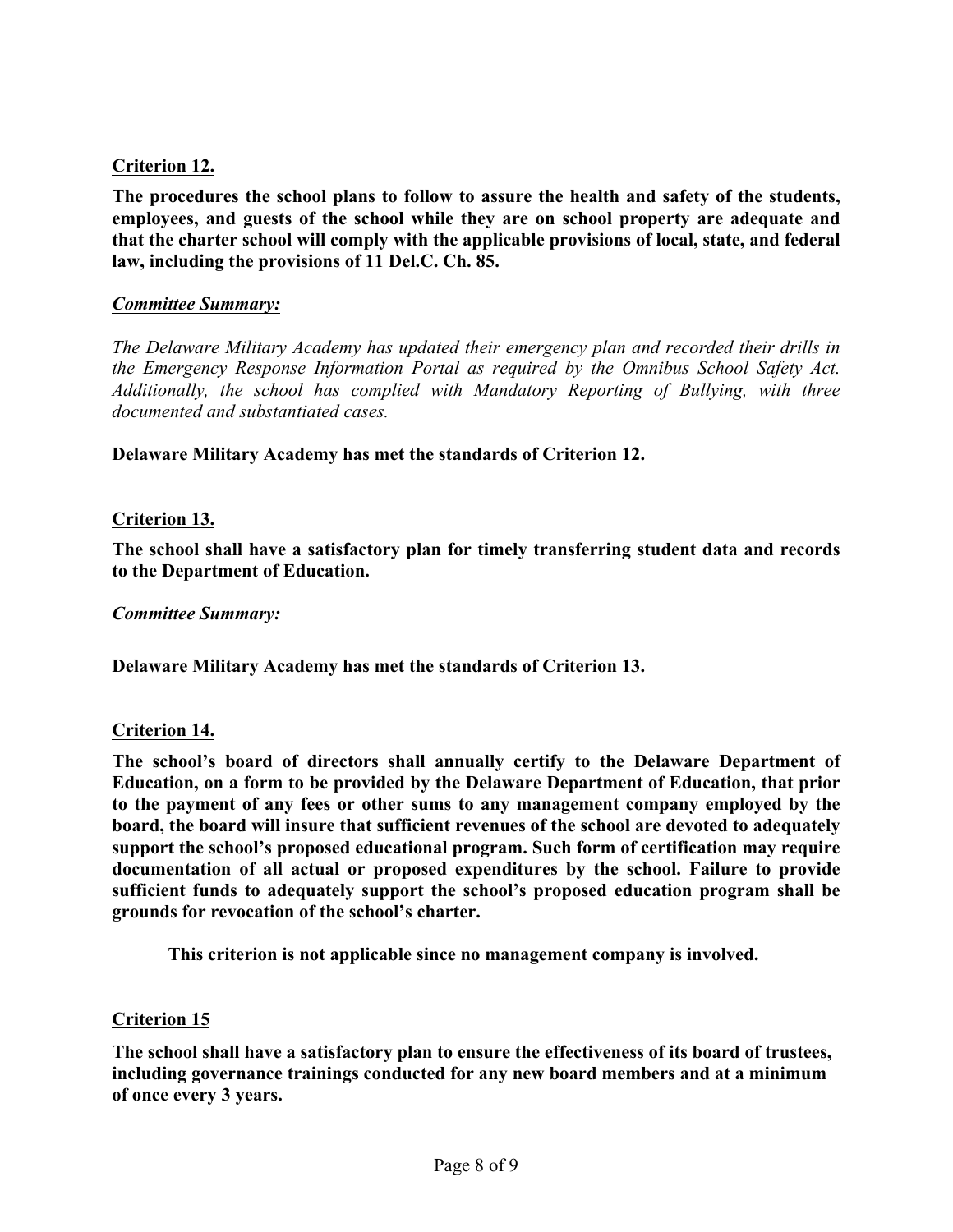**Criterion 12.**

**The procedures the school plans to follow to assure the health and safety of the students, employees, and guests of the school while they are on school property are adequate and that the charter school will comply with the applicable provisions of local, state, and federal law, including the provisions of 11 Del.C. Ch. 85.**

***Committee Summary:***

*The Delaware Military Academy has updated their emergency plan and recorded their drills in the Emergency Response Information Portal as required by the Omnibus School Safety Act. Additionally, the school has complied with Mandatory Reporting of Bullying, with three documented and substantiated cases.*

**Delaware Military Academy has met the standards of Criterion 12.**

**Criterion 13.**

**The school shall have a satisfactory plan for timely transferring student data and records to the Department of Education.**

***Committee Summary:***

**Delaware Military Academy has met the standards of Criterion 13.**

**Criterion 14.**

**The school's board of directors shall annually certify to the Delaware Department of Education, on a form to be provided by the Delaware Department of Education, that prior to the payment of any fees or other sums to any management company employed by the board, the board will insure that sufficient revenues of the school are devoted to adequately support the school's proposed educational program. Such form of certification may require documentation of all actual or proposed expenditures by the school. Failure to provide sufficient funds to adequately support the school's proposed education program shall be grounds for revocation of the school's charter.**

**This criterion is not applicable since no management company is involved.**

**Criterion 15**

**The school shall have a satisfactory plan to ensure the effectiveness of its board of trustees, including governance trainings conducted for any new board members and at a minimum of once every 3 years.**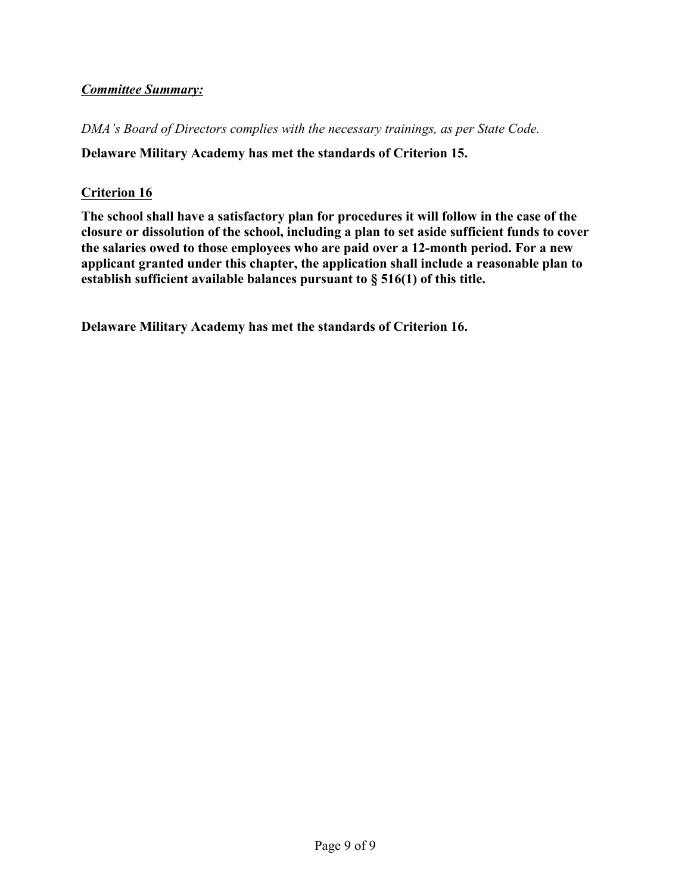***Committee Summary:***

*DMA's Board of Directors complies with the necessary trainings, as per State Code.*

**Delaware Military Academy has met the standards of Criterion 15.**

## Criterion 16

**The school shall have a satisfactory plan for procedures it will follow in the case of the closure or dissolution of the school, including a plan to set aside sufficient funds to cover the salaries owed to those employees who are paid over a 12-month period. For a new applicant granted under this chapter, the application shall include a reasonable plan to establish sufficient available balances pursuant to § 516(1) of this title.**

**Delaware Military Academy has met the standards of Criterion 16.**